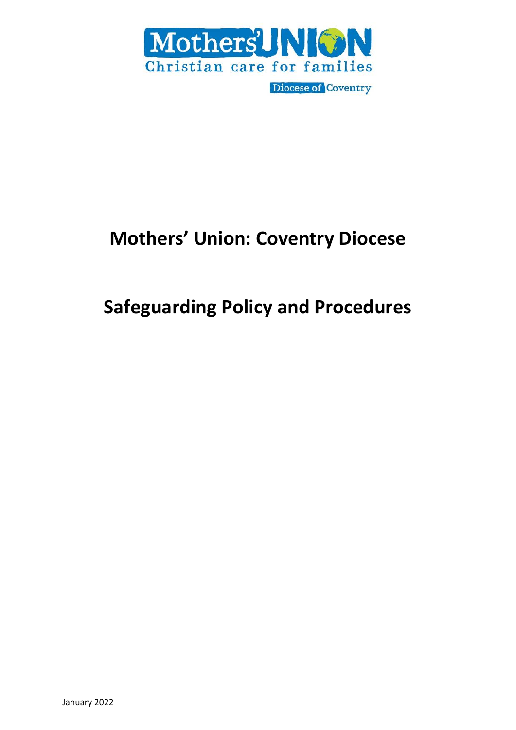Mothers' UNION

Christian care for families

Diocese of Coventry

# Mothers' Union: Coventry Diocese

# Safeguarding Policy and Procedures

January 2022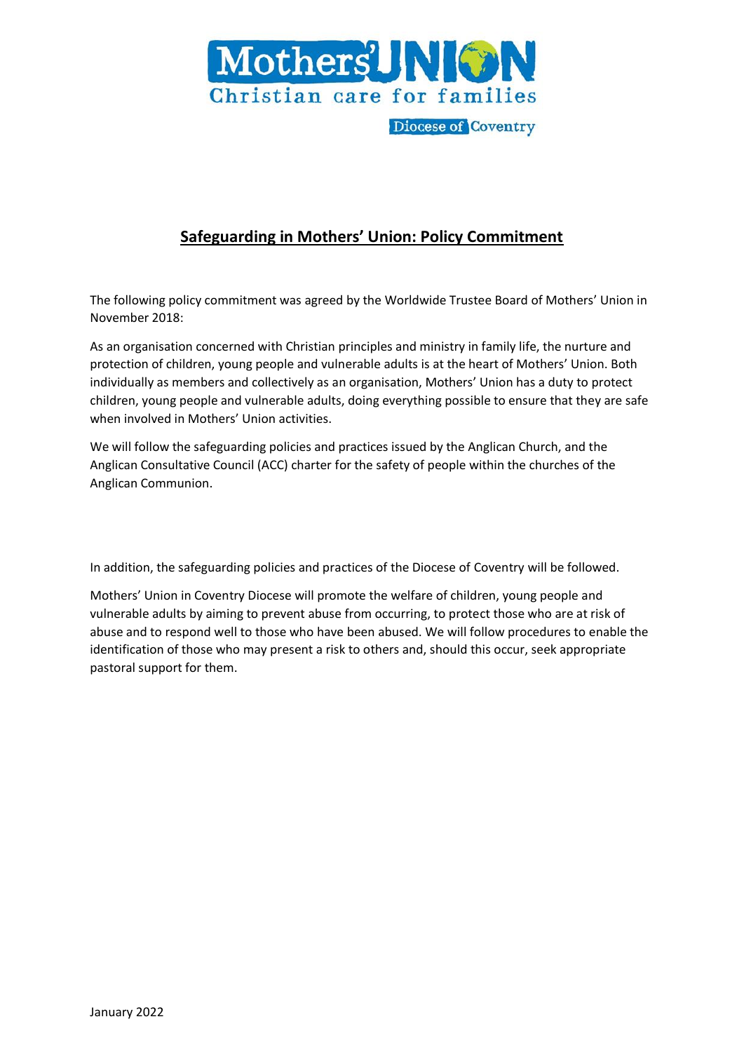## Safeguarding in Mothers' Union: Policy Commitment

The following policy commitment was agreed by the Worldwide Trustee Board of Mothers' Union in November 2018:

As an organisation concerned with Christian principles and ministry in family life, the nurture and protection of children, young people and vulnerable adults is at the heart of Mothers' Union. Both individually as members and collectively as an organisation, Mothers' Union has a duty to protect children, young people and vulnerable adults, doing everything possible to ensure that they are safe when involved in Mothers' Union activities.

We will follow the safeguarding policies and practices issued by the Anglican Church, and the Anglican Consultative Council (ACC) charter for the safety of people within the churches of the Anglican Communion.

In addition, the safeguarding policies and practices of the Diocese of Coventry will be followed.

Mothers' Union in Coventry Diocese will promote the welfare of children, young people and vulnerable adults by aiming to prevent abuse from occurring, to protect those who are at risk of abuse and to respond well to those who have been abused. We will follow procedures to enable the identification of those who may present a risk to others and, should this occur, seek appropriate pastoral support for them.

January 2022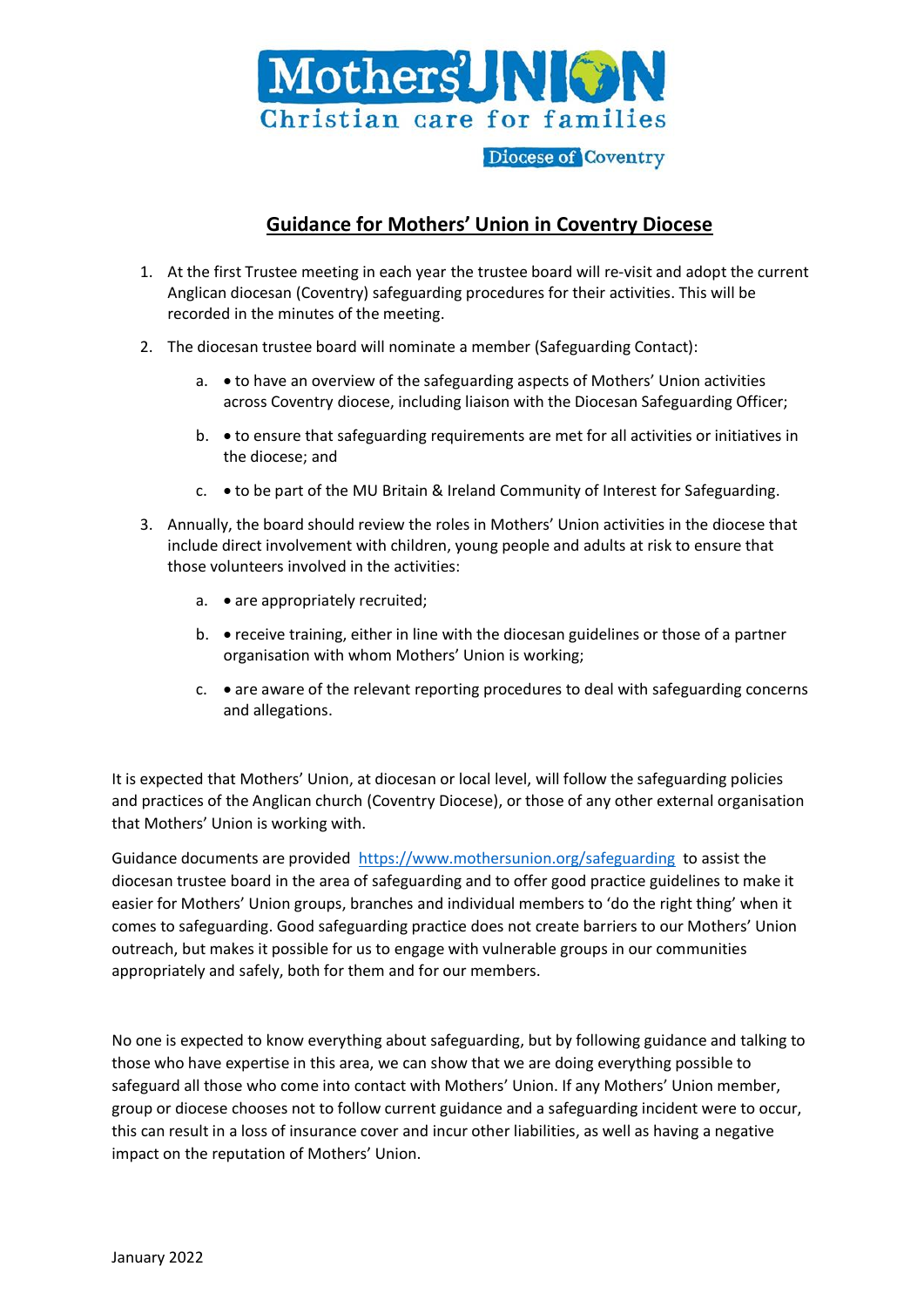Mothers' UNION
Christian care for families
Diocese of Coventry

## Guidance for Mothers' Union in Coventry Diocese

1. At the first Trustee meeting in each year the trustee board will re-visit and adopt the current Anglican diocesan (Coventry) safeguarding procedures for their activities. This will be recorded in the minutes of the meeting.
2. The diocesan trustee board will nominate a member (Safeguarding Contact):
   a. • to have an overview of the safeguarding aspects of Mothers' Union activities across Coventry diocese, including liaison with the Diocesan Safeguarding Officer;
   b. • to ensure that safeguarding requirements are met for all activities or initiatives in the diocese; and
   c. • to be part of the MU Britain & Ireland Community of Interest for Safeguarding.
3. Annually, the board should review the roles in Mothers' Union activities in the diocese that include direct involvement with children, young people and adults at risk to ensure that those volunteers involved in the activities:
   a. • are appropriately recruited;
   b. • receive training, either in line with the diocesan guidelines or those of a partner organisation with whom Mothers' Union is working;
   c. • are aware of the relevant reporting procedures to deal with safeguarding concerns and allegations.

It is expected that Mothers' Union, at diocesan or local level, will follow the safeguarding policies and practices of the Anglican church (Coventry Diocese), or those of any other external organisation that Mothers' Union is working with.

Guidance documents are provided https://www.mothersunion.org/safeguarding to assist the diocesan trustee board in the area of safeguarding and to offer good practice guidelines to make it easier for Mothers' Union groups, branches and individual members to 'do the right thing' when it comes to safeguarding. Good safeguarding practice does not create barriers to our Mothers' Union outreach, but makes it possible for us to engage with vulnerable groups in our communities appropriately and safely, both for them and for our members.

No one is expected to know everything about safeguarding, but by following guidance and talking to those who have expertise in this area, we can show that we are doing everything possible to safeguard all those who come into contact with Mothers' Union. If any Mothers' Union member, group or diocese chooses not to follow current guidance and a safeguarding incident were to occur, this can result in a loss of insurance cover and incur other liabilities, as well as having a negative impact on the reputation of Mothers' Union.

January 2022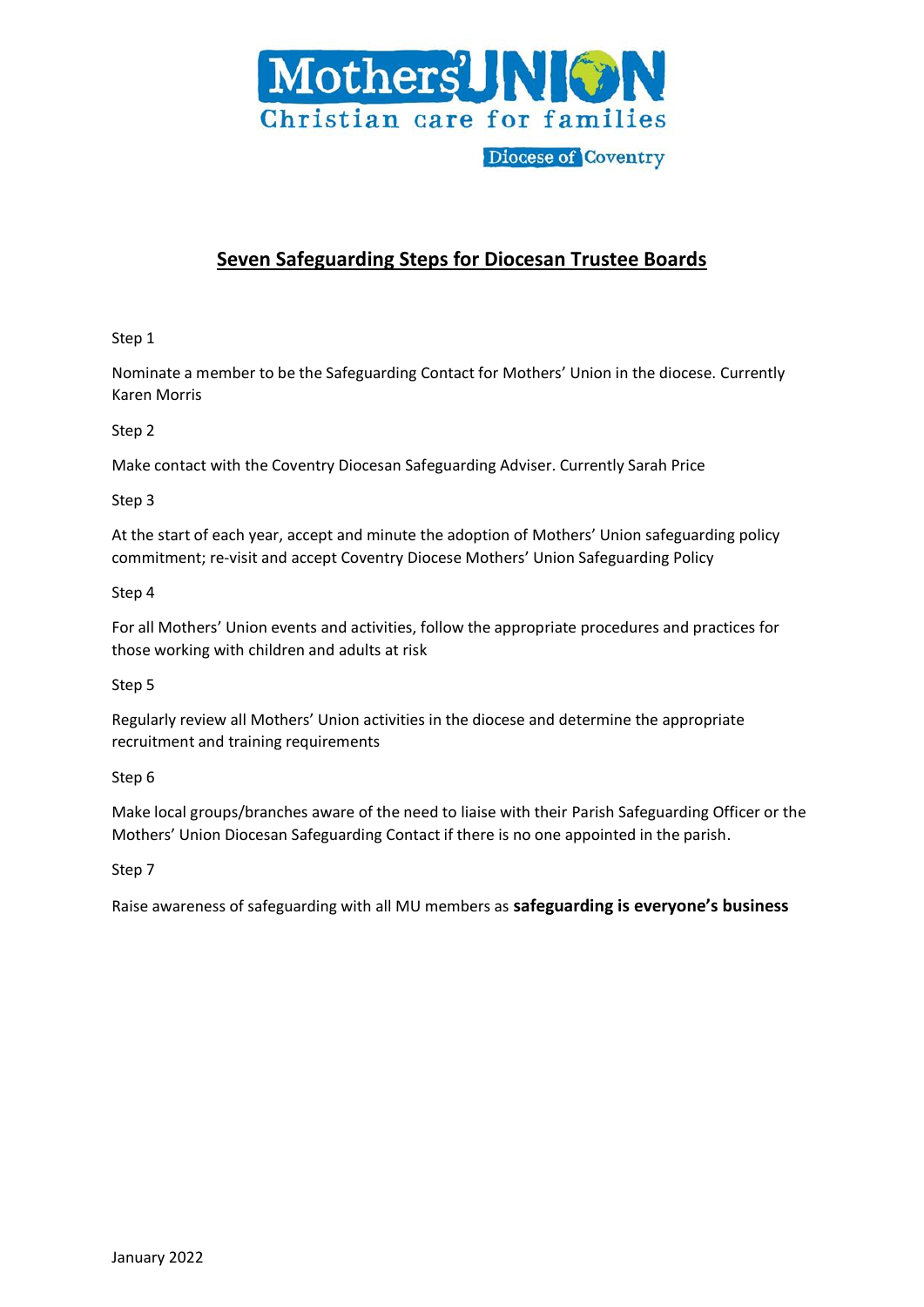Mothers' UNION
Christian care for families
Diocese of Coventry

## Seven Safeguarding Steps for Diocesan Trustee Boards

Step 1

Nominate a member to be the Safeguarding Contact for Mothers' Union in the diocese. Currently Karen Morris

Step 2

Make contact with the Coventry Diocesan Safeguarding Adviser. Currently Sarah Price

Step 3

At the start of each year, accept and minute the adoption of Mothers' Union safeguarding policy commitment; re-visit and accept Coventry Diocese Mothers' Union Safeguarding Policy

Step 4

For all Mothers' Union events and activities, follow the appropriate procedures and practices for those working with children and adults at risk

Step 5

Regularly review all Mothers' Union activities in the diocese and determine the appropriate recruitment and training requirements

Step 6

Make local groups/branches aware of the need to liaise with their Parish Safeguarding Officer or the Mothers' Union Diocesan Safeguarding Contact if there is no one appointed in the parish.

Step 7

Raise awareness of safeguarding with all MU members as **safeguarding is everyone's business**

January 2022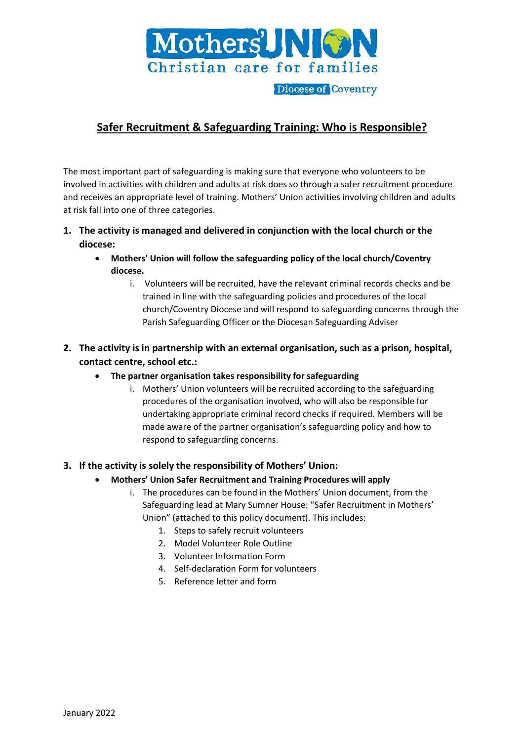Mothers' UNION
Christian care for families
Diocese of Coventry

# Safer Recruitment & Safeguarding Training: Who is Responsible?

The most important part of safeguarding is making sure that everyone who volunteers to be involved in activities with children and adults at risk does so through a safer recruitment procedure and receives an appropriate level of training. Mothers' Union activities involving children and adults at risk fall into one of three categories.

1. **The activity is managed and delivered in conjunction with the local church or the diocese:**
   - **Mothers' Union will follow the safeguarding policy of the local church/Coventry diocese.**
     i. Volunteers will be recruited, have the relevant criminal records checks and be trained in line with the safeguarding policies and procedures of the local church/Coventry Diocese and will respond to safeguarding concerns through the Parish Safeguarding Officer or the Diocesan Safeguarding Adviser

2. **The activity is in partnership with an external organisation, such as a prison, hospital, contact centre, school etc.:**
   - **The partner organisation takes responsibility for safeguarding**
     i. Mothers' Union volunteers will be recruited according to the safeguarding procedures of the organisation involved, who will also be responsible for undertaking appropriate criminal record checks if required. Members will be made aware of the partner organisation's safeguarding policy and how to respond to safeguarding concerns.

3. **If the activity is solely the responsibility of Mothers' Union:**
   - **Mothers' Union Safer Recruitment and Training Procedures will apply**
     i. The procedures can be found in the Mothers' Union document, from the Safeguarding lead at Mary Sumner House: "Safer Recruitment in Mothers' Union" (attached to this policy document). This includes:
        1. Steps to safely recruit volunteers
        2. Model Volunteer Role Outline
        3. Volunteer Information Form
        4. Self-declaration Form for volunteers
        5. Reference letter and form

January 2022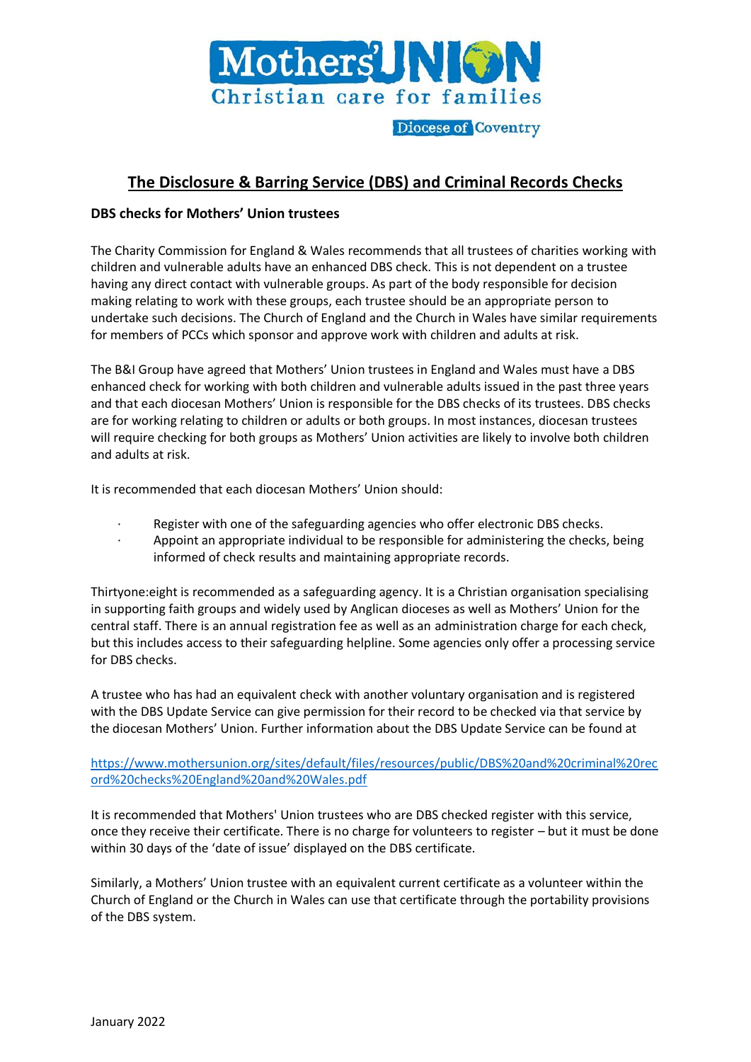Mothers' UNION
Christian care for families
Diocese of Coventry

# The Disclosure & Barring Service (DBS) and Criminal Records Checks

**DBS checks for Mothers' Union trustees**

The Charity Commission for England & Wales recommends that all trustees of charities working with children and vulnerable adults have an enhanced DBS check. This is not dependent on a trustee having any direct contact with vulnerable groups. As part of the body responsible for decision making relating to work with these groups, each trustee should be an appropriate person to undertake such decisions. The Church of England and the Church in Wales have similar requirements for members of PCCs which sponsor and approve work with children and adults at risk.

The B&I Group have agreed that Mothers' Union trustees in England and Wales must have a DBS enhanced check for working with both children and vulnerable adults issued in the past three years and that each diocesan Mothers' Union is responsible for the DBS checks of its trustees. DBS checks are for working relating to children or adults or both groups. In most instances, diocesan trustees will require checking for both groups as Mothers' Union activities are likely to involve both children and adults at risk.

It is recommended that each diocesan Mothers' Union should:

- Register with one of the safeguarding agencies who offer electronic DBS checks.
- Appoint an appropriate individual to be responsible for administering the checks, being informed of check results and maintaining appropriate records.

Thirtyone:eight is recommended as a safeguarding agency. It is a Christian organisation specialising in supporting faith groups and widely used by Anglican dioceses as well as Mothers' Union for the central staff. There is an annual registration fee as well as an administration charge for each check, but this includes access to their safeguarding helpline. Some agencies only offer a processing service for DBS checks.

A trustee who has had an equivalent check with another voluntary organisation and is registered with the DBS Update Service can give permission for their record to be checked via that service by the diocesan Mothers' Union. Further information about the DBS Update Service can be found at

https://www.mothersunion.org/sites/default/files/resources/public/DBS%20and%20criminal%20record%20checks%20England%20and%20Wales.pdf

It is recommended that Mothers' Union trustees who are DBS checked register with this service, once they receive their certificate. There is no charge for volunteers to register – but it must be done within 30 days of the 'date of issue' displayed on the DBS certificate.

Similarly, a Mothers' Union trustee with an equivalent current certificate as a volunteer within the Church of England or the Church in Wales can use that certificate through the portability provisions of the DBS system.

January 2022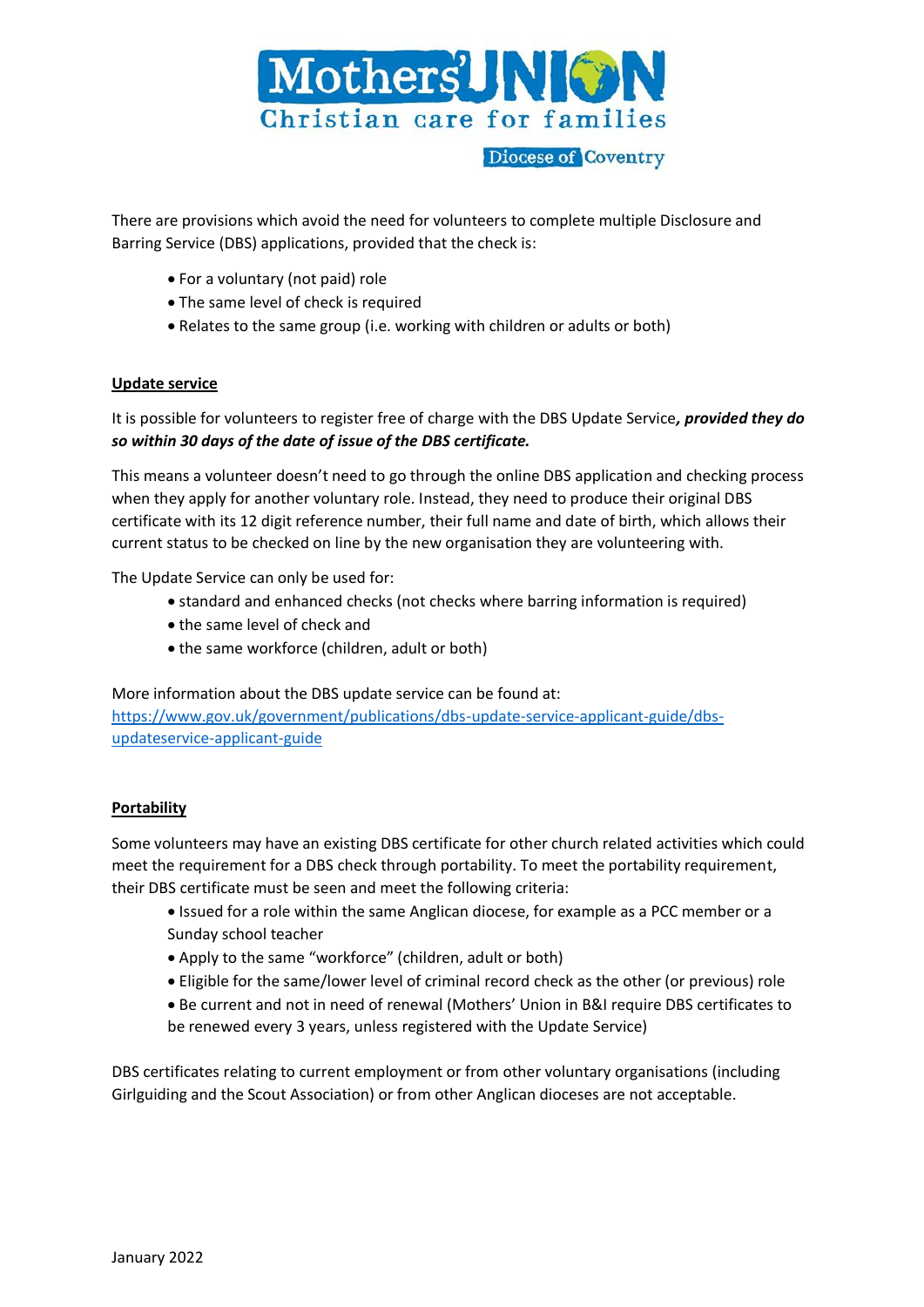There are provisions which avoid the need for volunteers to complete multiple Disclosure and Barring Service (DBS) applications, provided that the check is:

- For a voluntary (not paid) role
- The same level of check is required
- Relates to the same group (i.e. working with children or adults or both)

**Update service**

It is possible for volunteers to register free of charge with the DBS Update Service***, provided they do so within 30 days of the date of issue of the DBS certificate.***

This means a volunteer doesn't need to go through the online DBS application and checking process when they apply for another voluntary role. Instead, they need to produce their original DBS certificate with its 12 digit reference number, their full name and date of birth, which allows their current status to be checked on line by the new organisation they are volunteering with.

The Update Service can only be used for:

- standard and enhanced checks (not checks where barring information is required)
- the same level of check and
- the same workforce (children, adult or both)

More information about the DBS update service can be found at:
[https://www.gov.uk/government/publications/dbs-update-service-applicant-guide/dbs-updateservice-applicant-guide](https://www.gov.uk/government/publications/dbs-update-service-applicant-guide/dbs-updateservice-applicant-guide)

**Portability**

Some volunteers may have an existing DBS certificate for other church related activities which could meet the requirement for a DBS check through portability. To meet the portability requirement, their DBS certificate must be seen and meet the following criteria:

- Issued for a role within the same Anglican diocese, for example as a PCC member or a Sunday school teacher
- Apply to the same "workforce" (children, adult or both)
- Eligible for the same/lower level of criminal record check as the other (or previous) role
- Be current and not in need of renewal (Mothers' Union in B&I require DBS certificates to be renewed every 3 years, unless registered with the Update Service)

DBS certificates relating to current employment or from other voluntary organisations (including Girlguiding and the Scout Association) or from other Anglican dioceses are not acceptable.

January 2022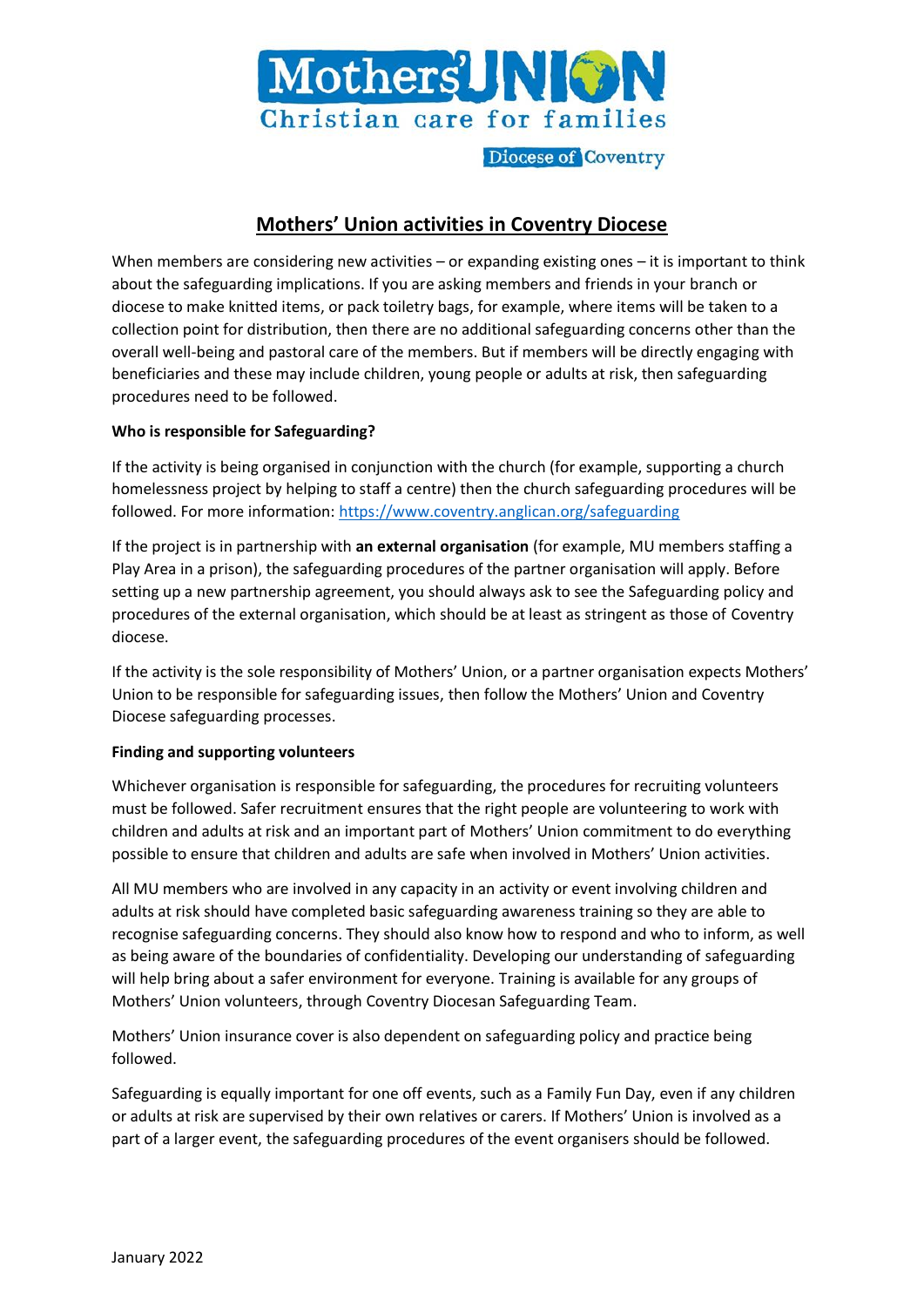# Mothers' Union activities in Coventry Diocese

When members are considering new activities – or expanding existing ones – it is important to think about the safeguarding implications. If you are asking members and friends in your branch or diocese to make knitted items, or pack toiletry bags, for example, where items will be taken to a collection point for distribution, then there are no additional safeguarding concerns other than the overall well-being and pastoral care of the members. But if members will be directly engaging with beneficiaries and these may include children, young people or adults at risk, then safeguarding procedures need to be followed.

**Who is responsible for Safeguarding?**

If the activity is being organised in conjunction with the church (for example, supporting a church homelessness project by helping to staff a centre) then the church safeguarding procedures will be followed. For more information: https://www.coventry.anglican.org/safeguarding

If the project is in partnership with **an external organisation** (for example, MU members staffing a Play Area in a prison), the safeguarding procedures of the partner organisation will apply. Before setting up a new partnership agreement, you should always ask to see the Safeguarding policy and procedures of the external organisation, which should be at least as stringent as those of Coventry diocese.

If the activity is the sole responsibility of Mothers' Union, or a partner organisation expects Mothers' Union to be responsible for safeguarding issues, then follow the Mothers' Union and Coventry Diocese safeguarding processes.

**Finding and supporting volunteers**

Whichever organisation is responsible for safeguarding, the procedures for recruiting volunteers must be followed. Safer recruitment ensures that the right people are volunteering to work with children and adults at risk and an important part of Mothers' Union commitment to do everything possible to ensure that children and adults are safe when involved in Mothers' Union activities.

All MU members who are involved in any capacity in an activity or event involving children and adults at risk should have completed basic safeguarding awareness training so they are able to recognise safeguarding concerns. They should also know how to respond and who to inform, as well as being aware of the boundaries of confidentiality. Developing our understanding of safeguarding will help bring about a safer environment for everyone. Training is available for any groups of Mothers' Union volunteers, through Coventry Diocesan Safeguarding Team.

Mothers' Union insurance cover is also dependent on safeguarding policy and practice being followed.

Safeguarding is equally important for one off events, such as a Family Fun Day, even if any children or adults at risk are supervised by their own relatives or carers. If Mothers' Union is involved as a part of a larger event, the safeguarding procedures of the event organisers should be followed.

January 2022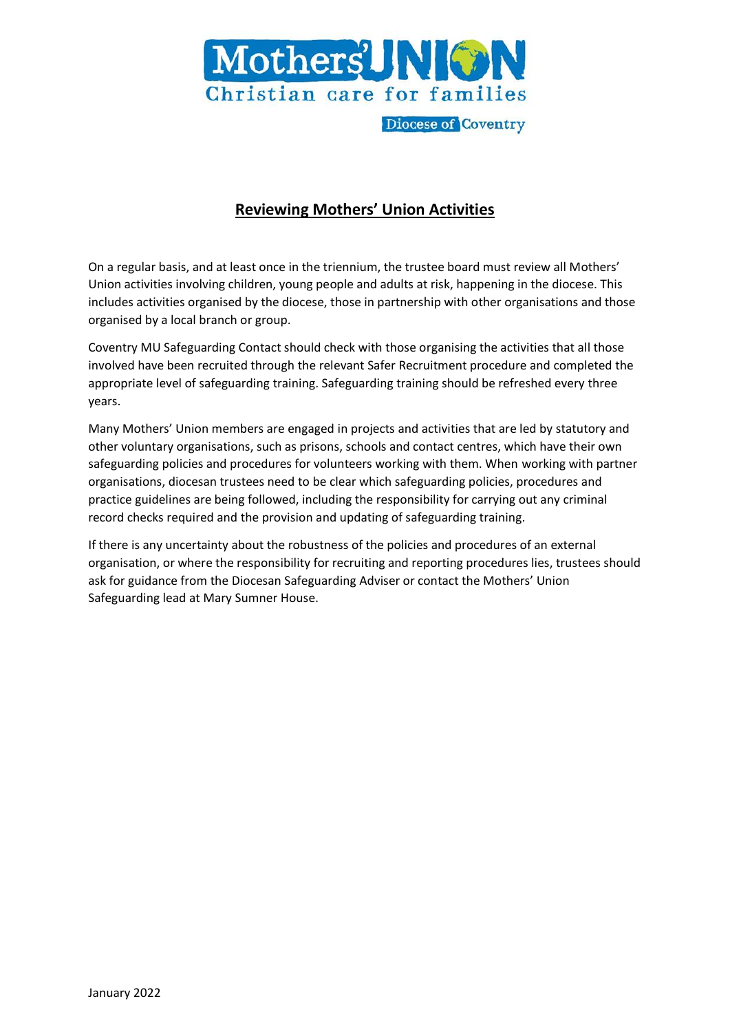Mothers' Union
Christian care for families
Diocese of Coventry

# Reviewing Mothers' Union Activities

On a regular basis, and at least once in the triennium, the trustee board must review all Mothers' Union activities involving children, young people and adults at risk, happening in the diocese. This includes activities organised by the diocese, those in partnership with other organisations and those organised by a local branch or group.

Coventry MU Safeguarding Contact should check with those organising the activities that all those involved have been recruited through the relevant Safer Recruitment procedure and completed the appropriate level of safeguarding training. Safeguarding training should be refreshed every three years.

Many Mothers' Union members are engaged in projects and activities that are led by statutory and other voluntary organisations, such as prisons, schools and contact centres, which have their own safeguarding policies and procedures for volunteers working with them. When working with partner organisations, diocesan trustees need to be clear which safeguarding policies, procedures and practice guidelines are being followed, including the responsibility for carrying out any criminal record checks required and the provision and updating of safeguarding training.

If there is any uncertainty about the robustness of the policies and procedures of an external organisation, or where the responsibility for recruiting and reporting procedures lies, trustees should ask for guidance from the Diocesan Safeguarding Adviser or contact the Mothers' Union Safeguarding lead at Mary Sumner House.

January 2022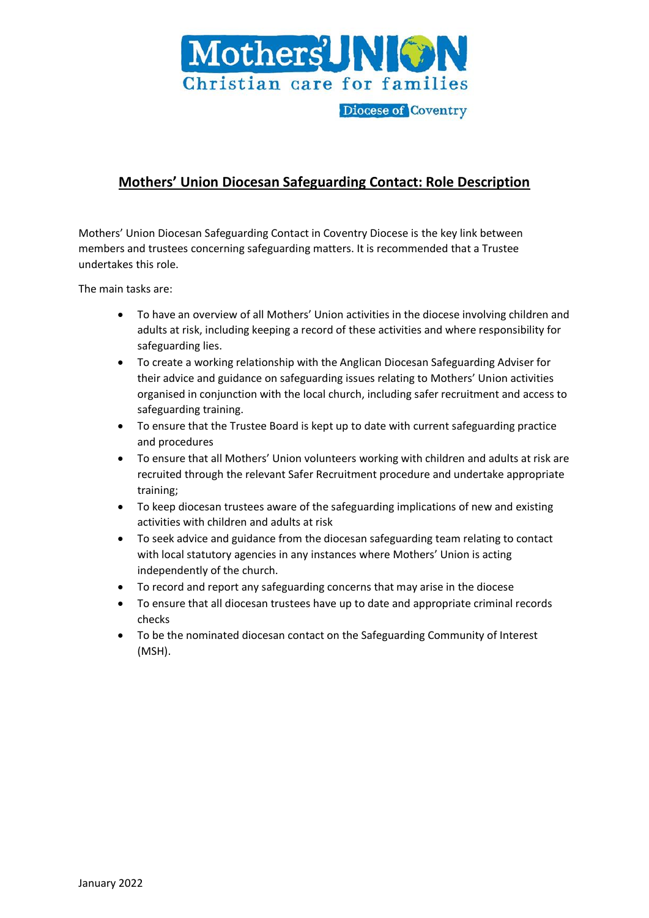Mothers' UNION
Christian care for families
Diocese of Coventry

# Mothers' Union Diocesan Safeguarding Contact: Role Description

Mothers' Union Diocesan Safeguarding Contact in Coventry Diocese is the key link between members and trustees concerning safeguarding matters. It is recommended that a Trustee undertakes this role.

The main tasks are:

- To have an overview of all Mothers' Union activities in the diocese involving children and adults at risk, including keeping a record of these activities and where responsibility for safeguarding lies.
- To create a working relationship with the Anglican Diocesan Safeguarding Adviser for their advice and guidance on safeguarding issues relating to Mothers' Union activities organised in conjunction with the local church, including safer recruitment and access to safeguarding training.
- To ensure that the Trustee Board is kept up to date with current safeguarding practice and procedures
- To ensure that all Mothers' Union volunteers working with children and adults at risk are recruited through the relevant Safer Recruitment procedure and undertake appropriate training;
- To keep diocesan trustees aware of the safeguarding implications of new and existing activities with children and adults at risk
- To seek advice and guidance from the diocesan safeguarding team relating to contact with local statutory agencies in any instances where Mothers' Union is acting independently of the church.
- To record and report any safeguarding concerns that may arise in the diocese
- To ensure that all diocesan trustees have up to date and appropriate criminal records checks
- To be the nominated diocesan contact on the Safeguarding Community of Interest (MSH).

January 2022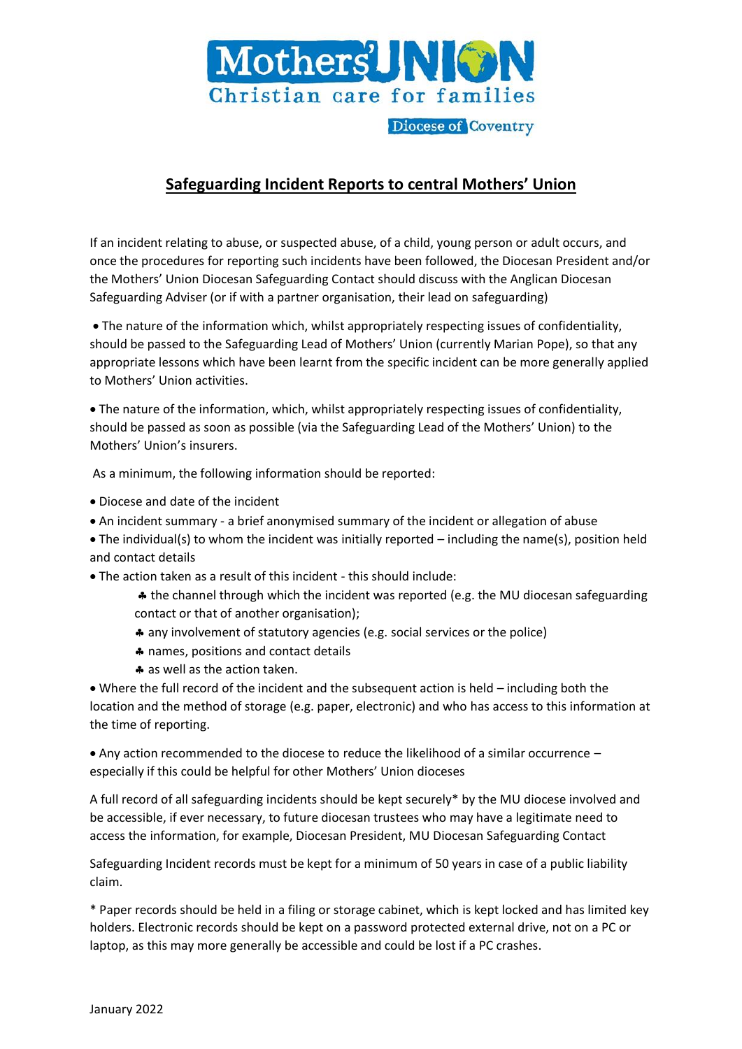Mothers' UNION
Christian care for families
Diocese of Coventry

## Safeguarding Incident Reports to central Mothers' Union

If an incident relating to abuse, or suspected abuse, of a child, young person or adult occurs, and once the procedures for reporting such incidents have been followed, the Diocesan President and/or the Mothers' Union Diocesan Safeguarding Contact should discuss with the Anglican Diocesan Safeguarding Adviser (or if with a partner organisation, their lead on safeguarding)

- The nature of the information which, whilst appropriately respecting issues of confidentiality, should be passed to the Safeguarding Lead of Mothers' Union (currently Marian Pope), so that any appropriate lessons which have been learnt from the specific incident can be more generally applied to Mothers' Union activities.

- The nature of the information, which, whilst appropriately respecting issues of confidentiality, should be passed as soon as possible (via the Safeguarding Lead of the Mothers' Union) to the Mothers' Union's insurers.

As a minimum, the following information should be reported:

- Diocese and date of the incident
- An incident summary - a brief anonymised summary of the incident or allegation of abuse
- The individual(s) to whom the incident was initially reported – including the name(s), position held and contact details
- The action taken as a result of this incident - this should include:
  - the channel through which the incident was reported (e.g. the MU diocesan safeguarding contact or that of another organisation);
  - any involvement of statutory agencies (e.g. social services or the police)
  - names, positions and contact details
  - as well as the action taken.
- Where the full record of the incident and the subsequent action is held – including both the location and the method of storage (e.g. paper, electronic) and who has access to this information at the time of reporting.

- Any action recommended to the diocese to reduce the likelihood of a similar occurrence – especially if this could be helpful for other Mothers' Union dioceses

A full record of all safeguarding incidents should be kept securely* by the MU diocese involved and be accessible, if ever necessary, to future diocesan trustees who may have a legitimate need to access the information, for example, Diocesan President, MU Diocesan Safeguarding Contact

Safeguarding Incident records must be kept for a minimum of 50 years in case of a public liability claim.

* Paper records should be held in a filing or storage cabinet, which is kept locked and has limited key holders. Electronic records should be kept on a password protected external drive, not on a PC or laptop, as this may more generally be accessible and could be lost if a PC crashes.

January 2022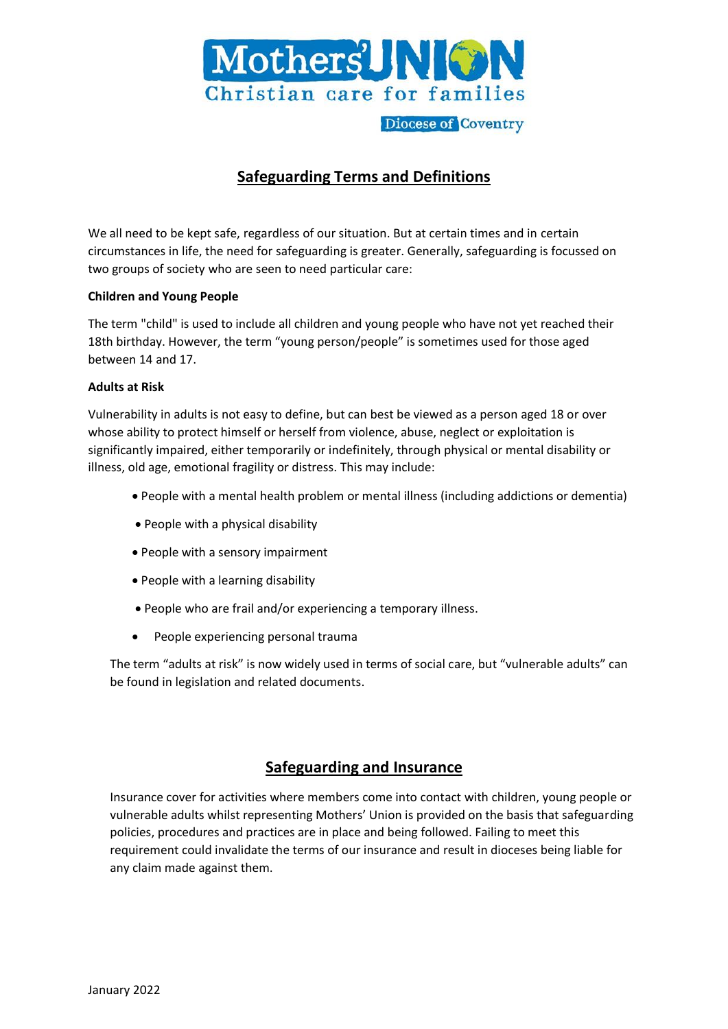Mothers' UNION

Christian care for families

Diocese of Coventry

## Safeguarding Terms and Definitions

We all need to be kept safe, regardless of our situation. But at certain times and in certain circumstances in life, the need for safeguarding is greater. Generally, safeguarding is focussed on two groups of society who are seen to need particular care:

**Children and Young People**

The term "child" is used to include all children and young people who have not yet reached their 18th birthday. However, the term "young person/people" is sometimes used for those aged between 14 and 17.

**Adults at Risk**

Vulnerability in adults is not easy to define, but can best be viewed as a person aged 18 or over whose ability to protect himself or herself from violence, abuse, neglect or exploitation is significantly impaired, either temporarily or indefinitely, through physical or mental disability or illness, old age, emotional fragility or distress. This may include:

- People with a mental health problem or mental illness (including addictions or dementia)
- People with a physical disability
- People with a sensory impairment
- People with a learning disability
- People who are frail and/or experiencing a temporary illness.
- People experiencing personal trauma

The term "adults at risk" is now widely used in terms of social care, but "vulnerable adults" can be found in legislation and related documents.

## Safeguarding and Insurance

Insurance cover for activities where members come into contact with children, young people or vulnerable adults whilst representing Mothers' Union is provided on the basis that safeguarding policies, procedures and practices are in place and being followed. Failing to meet this requirement could invalidate the terms of our insurance and result in dioceses being liable for any claim made against them.

January 2022